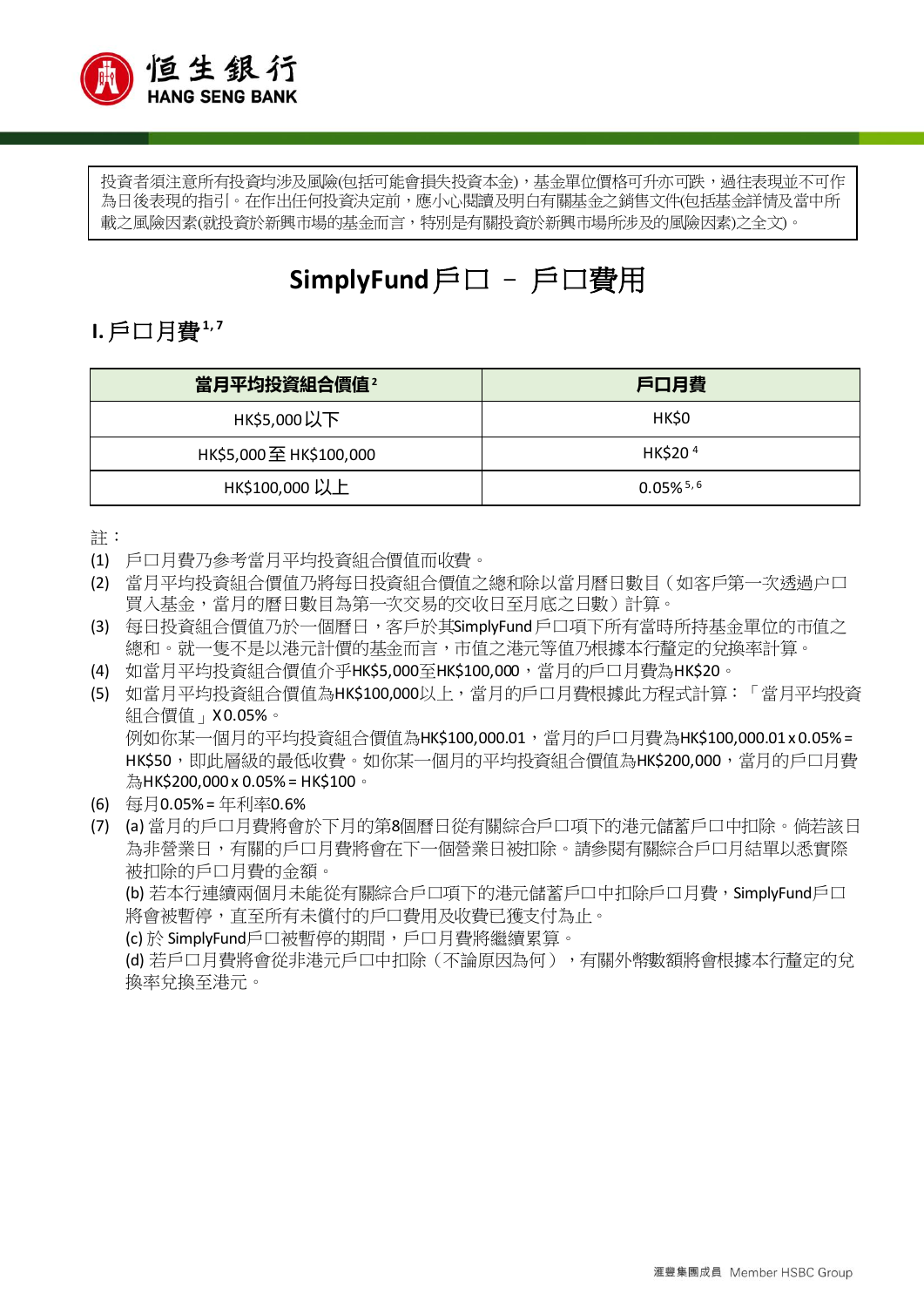投資者須注意所有投資均涉及風險(包括可能會損失投資本金)，基金單位價格可升亦可跌，過往表現並不可作為日後表現的指引。在作出任何投資決定前，應小心閱讀及明白有關基金之銷售文件(包括基金詳情及當中所載之風險因素(就投資於新興市場的基金而言，特別是有關投資於新興市場所涉及的風險因素)之全文)。

# SimplyFund戶口 – 戶口費用

## I. 戶口月費[1,7]

| 當月平均投資組合價值[2] | 戶口月費 |
|---|---|
| HK$5,000以下 | HK$0 |
| HK$5,000至 HK$100,000 | HK$20[4] |
| HK$100,000 以上 | 0.05%[5,6] |

註：

(1) 戶口月費乃參考當月平均投資組合價值而收費。

(2) 當月平均投資組合價值乃將每日投資組合價值之總和除以當月曆日數目（如客戶第一次透過戶口買入基金，當月的曆日數目為第一次交易的交收日至月底之日數）計算。

(3) 每日投資組合價值乃於一個曆日，客戶於其SimplyFund戶口項下所有當時所持基金單位的市值之總和。就一隻不是以港元計價的基金而言，市值之港元等值乃根據本行釐定的兌換率計算。

(4) 如當月平均投資組合價值介乎HK$5,000至HK$100,000，當月的戶口月費為HK$20。

(5) 如當月平均投資組合價值為HK$100,000以上，當月的戶口月費根據此方程式計算：「當月平均投資組合價值」X 0.05%。
例如你某一個月的平均投資組合價值為HK$100,000.01，當月的戶口月費為HK$100,000.01 x 0.05% = HK$50，即此層級的最低收費。如你某一個月的平均投資組合價值為HK$200,000，當月的戶口月費為HK$200,000 x 0.05% = HK$100。

(6) 每月0.05% = 年利率0.6%

(7) (a) 當月的戶口月費將會於下月的第8個曆日從有關綜合戶口項下的港元儲蓄戶口中扣除。倘若該日為非營業日，有關的戶口月費將會在下一個營業日被扣除。請參閱有關綜合戶口月結單以悉實際被扣除的戶口月費的金額。
(b) 若本行連續兩個月未能從有關綜合戶口項下的港元儲蓄戶口中扣除戶口月費，SimplyFund戶口將會被暫停，直至所有未償付的戶口費用及收費已獲支付為止。
(c) 於 SimplyFund戶口被暫停的期間，戶口月費將繼續累算。
(d) 若戶口月費將會從非港元戶口中扣除（不論原因為何），有關外幣數額將會根據本行釐定的兌換率兌換至港元。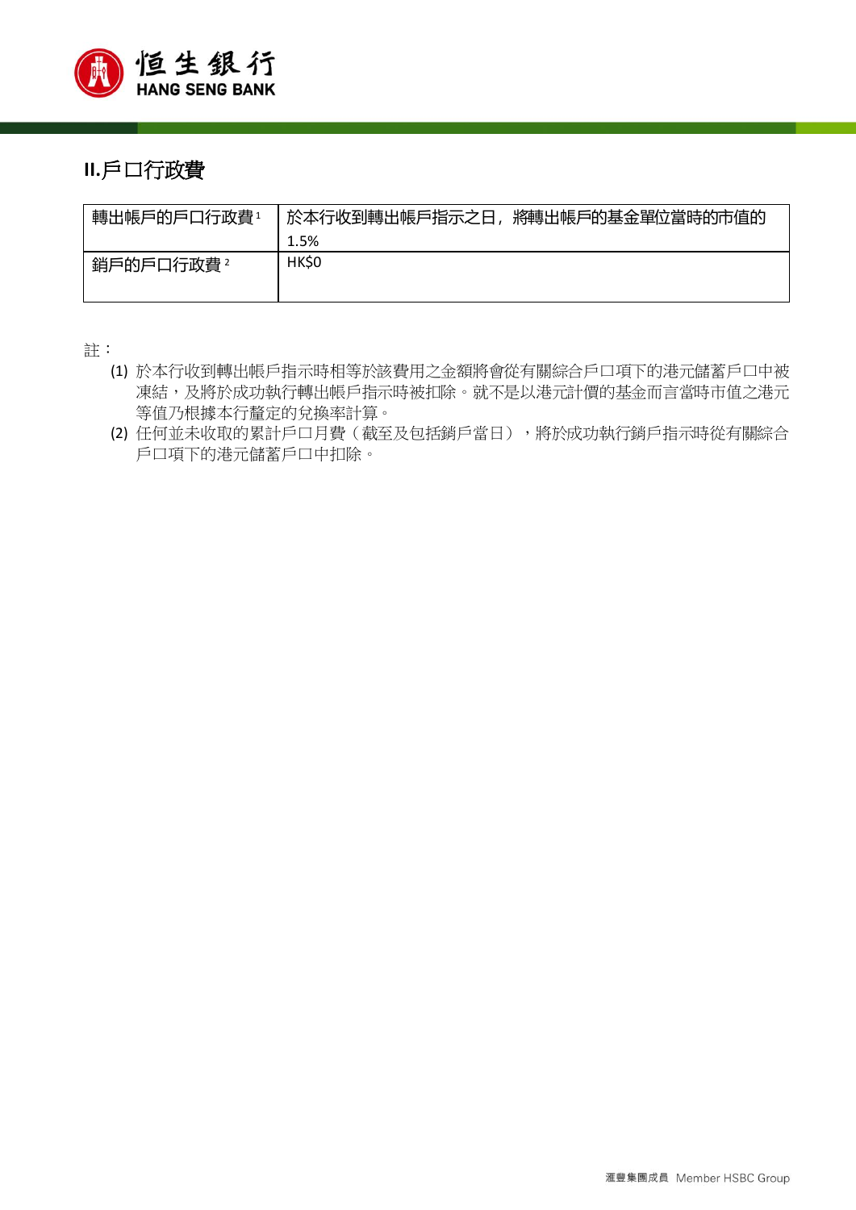## II.戶口行政費

| 轉出帳戶的戶口行政費[1] | 於本行收到轉出帳戶指示之日，將轉出帳戶的基金單位當時的市值的 1.5% |
|---|---|
| 銷戶的戶口行政費[2] | HK$0 |

註：

(1) 於本行收到轉出帳戶指示時相等於該費用之金額將會從有關綜合戶口項下的港元儲蓄戶口中被凍結，及將於成功執行轉出帳戶指示時被扣除。就不是以港元計價的基金而言當時市值之港元等值乃根據本行釐定的兌換率計算。

(2) 任何並未收取的累計戶口月費（截至及包括銷戶當日），將於成功執行銷戶指示時從有關綜合戶口項下的港元儲蓄戶口中扣除。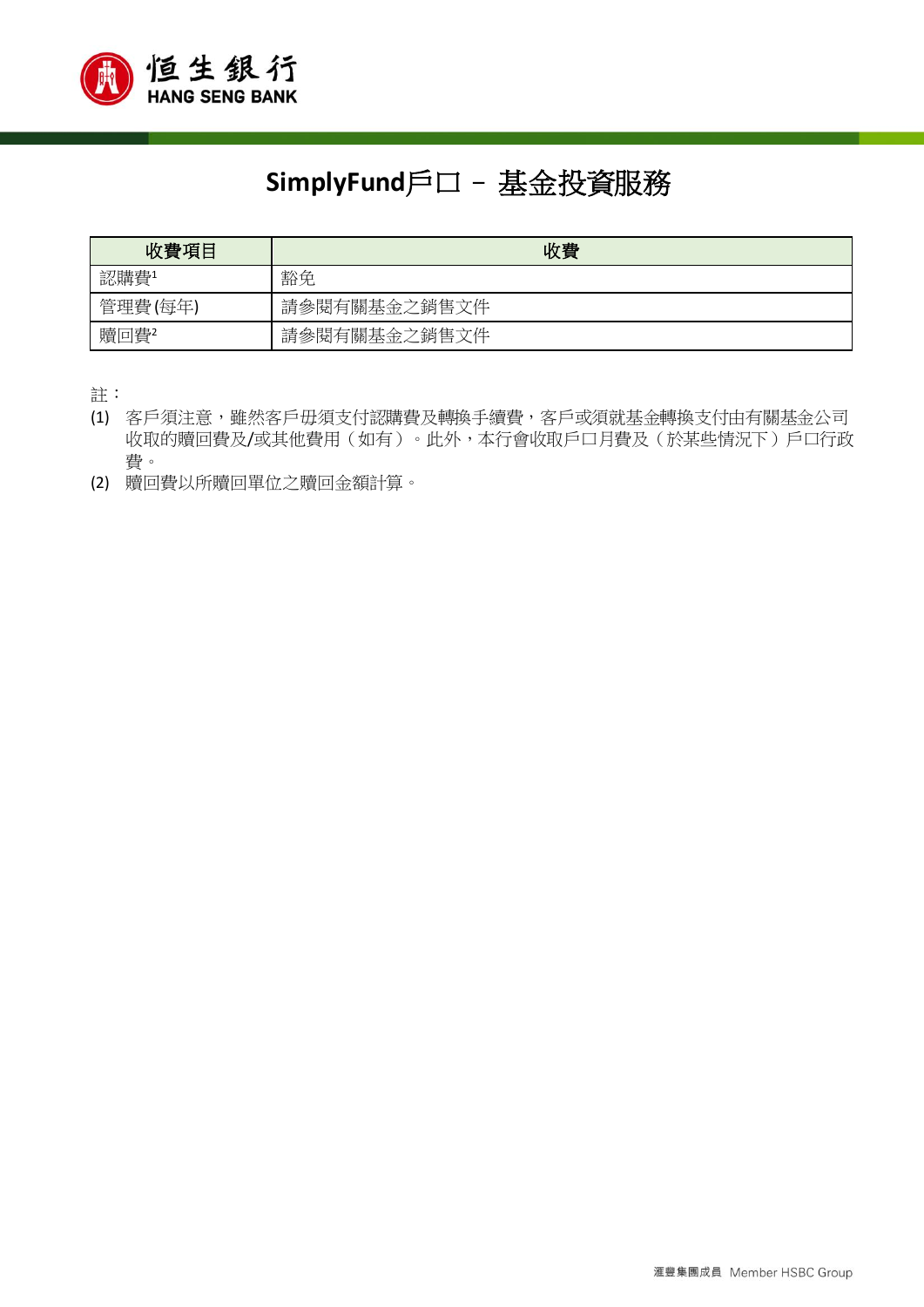# SimplyFund戶口 – 基金投資服務

| 收費項目 | 收費 |
|---|---|
| 認購費[1] | 豁免 |
| 管理費(每年) | 請參閱有關基金之銷售文件 |
| 贖回費[2] | 請參閱有關基金之銷售文件 |

註：

(1) 客戶須注意，雖然客戶毋須支付認購費及轉換手續費，客戶或須就基金轉換支付由有關基金公司收取的贖回費及/或其他費用（如有）。此外，本行會收取戶口月費及（於某些情況下）戶口行政費。

(2) 贖回費以所贖回單位之贖回金額計算。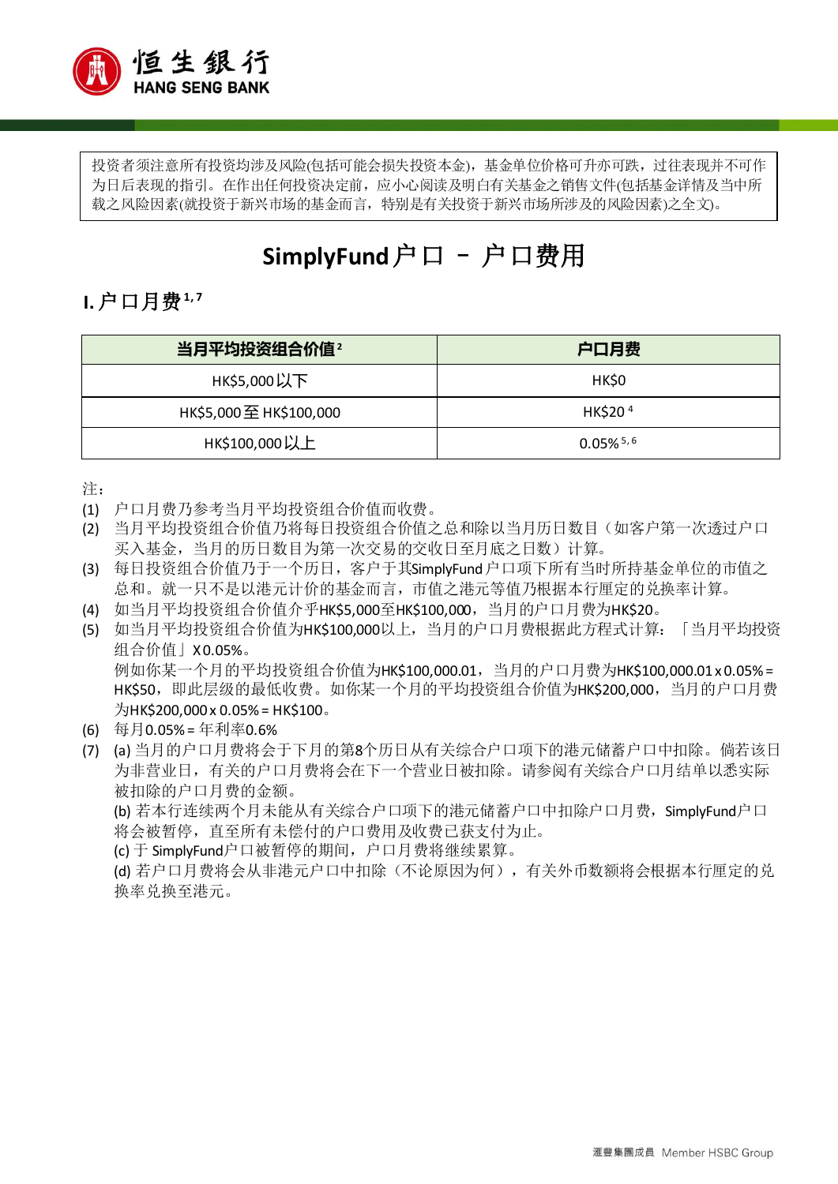投资者须注意所有投资均涉及风险(包括可能会损失投资本金)，基金单位价格可升亦可跌，过往表现并不可作为日后表现的指引。在作出任何投资决定前，应小心阅读及明白有关基金之销售文件(包括基金详情及当中所载之风险因素(就投资于新兴市场的基金而言，特别是有关投资于新兴市场所涉及的风险因素)之全文)。

# SimplyFund户口 – 户口费用

## I. 户口月费[1,7]

| 当月平均投资组合价值[2] | 户口月费 |
| --- | --- |
| HK$5,000以下 | HK$0 |
| HK$5,000至HK$100,000 | HK$20[4] |
| HK$100,000以上 | 0.05%[5,6] |

注：

(1) 户口月费乃参考当月平均投资组合价值而收费。

(2) 当月平均投资组合价值乃将每日投资组合价值之总和除以当月历日数目（如客户第一次透过户口买入基金，当月的历日数目为第一次交易的交收日至月底之日数）计算。

(3) 每日投资组合价值乃于一个历日，客户于其SimplyFund户口项下所有当时所持基金单位的市值之总和。就一只不是以港元计价的基金而言，市值之港元等值乃根据本行厘定的兑换率计算。

(4) 如当月平均投资组合价值介乎HK$5,000至HK$100,000，当月的户口月费为HK$20。

(5) 如当月平均投资组合价值为HK$100,000以上，当月的户口月费根据此方程式计算：「当月平均投资组合价值」X 0.05%。
例如你某一个月的平均投资组合价值为HK$100,000.01，当月的户口月费为HK$100,000.01 x 0.05% = HK$50，即此层级的最低收费。如你某一个月的平均投资组合价值为HK$200,000，当月的户口月费为HK$200,000 x 0.05% = HK$100。

(6) 每月0.05% = 年利率0.6%

(7) (a) 当月的户口月费将会于下月的第8个历日从有关综合户口项下的港元储蓄户口中扣除。倘若该日为非营业日，有关的户口月费将会在下一个营业日被扣除。请参阅有关综合户口月结单以悉实际被扣除的户口月费的金额。
(b) 若本行连续两个月未能从有关综合户口项下的港元储蓄户口中扣除户口月费，SimplyFund户口将会被暂停，直至所有未偿付的户口费用及收费已获支付为止。
(c) 于 SimplyFund户口被暂停的期间，户口月费将继续累算。
(d) 若户口月费将会从非港元户口中扣除（不论原因为何），有关外币数额将会根据本行厘定的兑换率兑换至港元。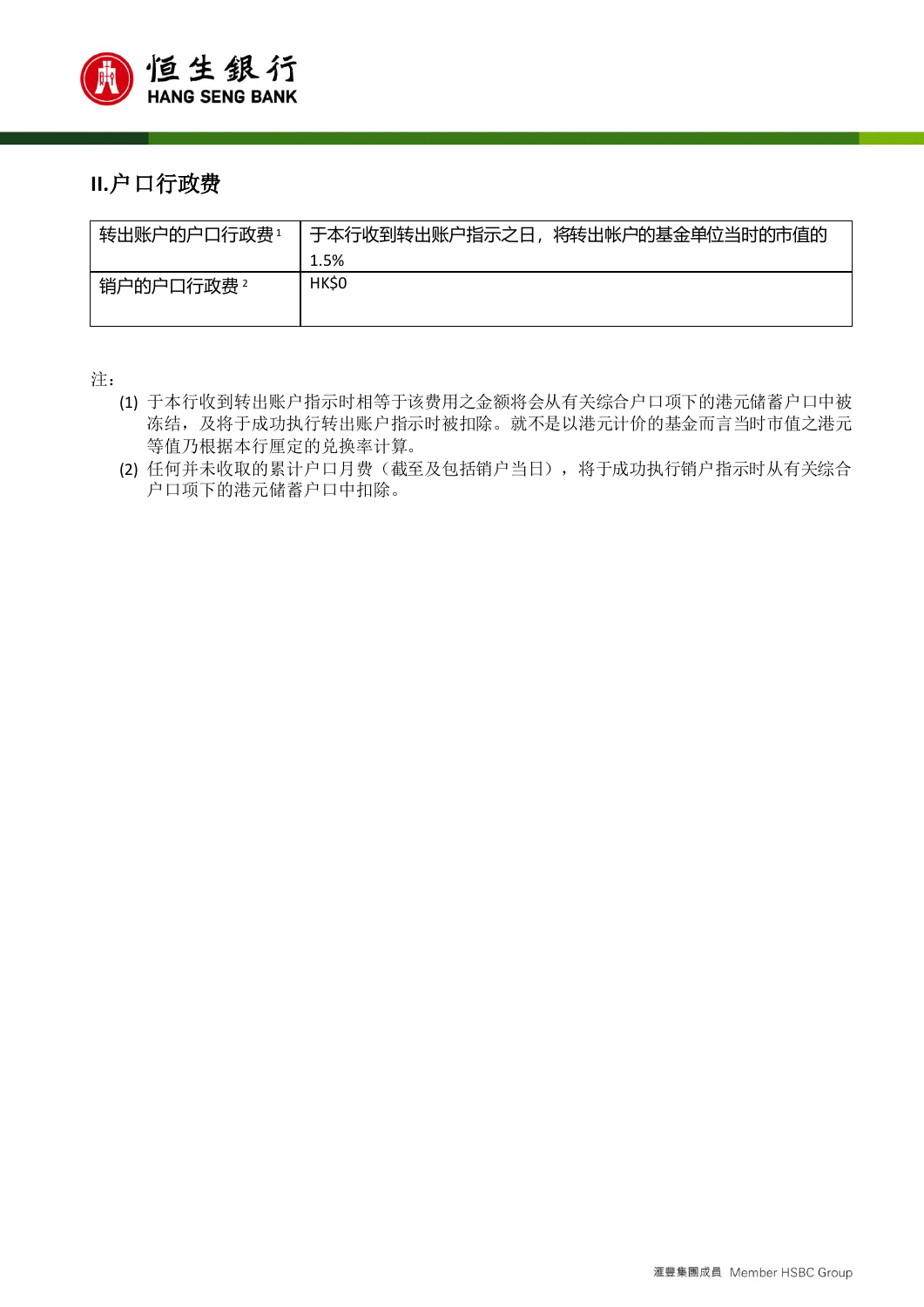## II.户口行政费

| 转出账户的户口行政费[1] | 于本行收到转出账户指示之日，将转出帐户的基金单位当时的市值的 1.5% |
|---|---|
| 销户的户口行政费[2] | HK$0 |

注：

(1) 于本行收到转出账户指示时相等于该费用之金额将会从有关综合户口项下的港元储蓄户口中被冻结，及将于成功执行转出账户指示时被扣除。就不是以港元计价的基金而言当时市值之港元等值乃根据本行厘定的兑换率计算。

(2) 任何并未收取的累计户口月费（截至及包括销户当日），将于成功执行销户指示时从有关综合户口项下的港元储蓄户口中扣除。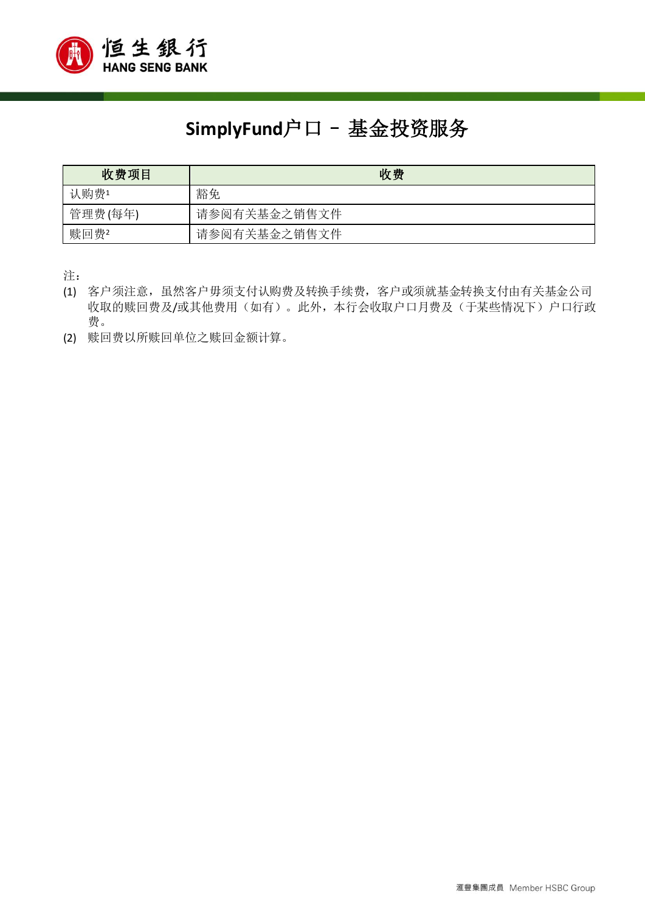# SimplyFund户口 – 基金投资服务

| 收费项目 | 收费 |
|---|---|
| 认购费[1] | 豁免 |
| 管理费 (每年) | 请参阅有关基金之销售文件 |
| 赎回费[2] | 请参阅有关基金之销售文件 |

注：

(1) 客户须注意，虽然客户毋须支付认购费及转换手续费，客户或须就基金转换支付由有关基金公司收取的赎回费及/或其他费用（如有）。此外，本行会收取户口月费及（于某些情况下）户口行政费。

(2) 赎回费以所赎回单位之赎回金额计算。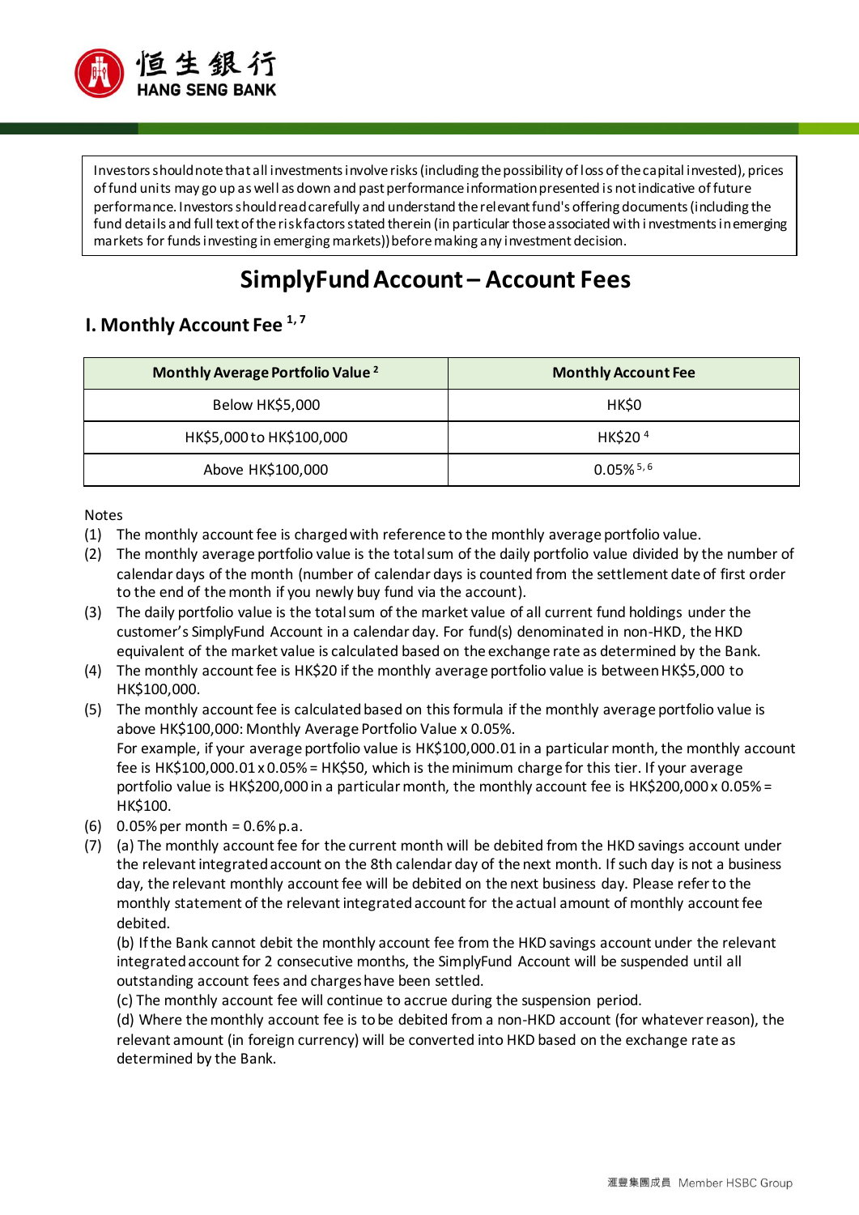Investors should note that all investments involve risks (including the possibility of loss of the capital invested), prices of fund units may go up as well as down and past performance information presented is not indicative of future performance. Investors should read carefully and understand the relevant fund's offering documents (including the fund details and full text of the risk factors stated therein (in particular those associated with investments in emerging markets for funds investing in emerging markets)) before making any investment decision.

# SimplyFund Account – Account Fees

## I. Monthly Account Fee [1, 7]

| Monthly Average Portfolio Value [2] | Monthly Account Fee |
| --- | --- |
| Below HK$5,000 | HK$0 |
| HK$5,000 to HK$100,000 | HK$20 [4] |
| Above HK$100,000 | 0.05% [5, 6] |

Notes

(1) The monthly account fee is charged with reference to the monthly average portfolio value.

(2) The monthly average portfolio value is the total sum of the daily portfolio value divided by the number of calendar days of the month (number of calendar days is counted from the settlement date of first order to the end of the month if you newly buy fund via the account).

(3) The daily portfolio value is the total sum of the market value of all current fund holdings under the customer's SimplyFund Account in a calendar day. For fund(s) denominated in non-HKD, the HKD equivalent of the market value is calculated based on the exchange rate as determined by the Bank.

(4) The monthly account fee is HK$20 if the monthly average portfolio value is between HK$5,000 to HK$100,000.

(5) The monthly account fee is calculated based on this formula if the monthly average portfolio value is above HK$100,000: Monthly Average Portfolio Value x 0.05%.
For example, if your average portfolio value is HK$100,000.01 in a particular month, the monthly account fee is HK$100,000.01 x 0.05% = HK$50, which is the minimum charge for this tier. If your average portfolio value is HK$200,000 in a particular month, the monthly account fee is HK$200,000 x 0.05% = HK$100.

(6) 0.05% per month = 0.6% p.a.

(7) (a) The monthly account fee for the current month will be debited from the HKD savings account under the relevant integrated account on the 8th calendar day of the next month. If such day is not a business day, the relevant monthly account fee will be debited on the next business day. Please refer to the monthly statement of the relevant integrated account for the actual amount of monthly account fee debited.
(b) If the Bank cannot debit the monthly account fee from the HKD savings account under the relevant integrated account for 2 consecutive months, the SimplyFund Account will be suspended until all outstanding account fees and charges have been settled.
(c) The monthly account fee will continue to accrue during the suspension period.
(d) Where the monthly account fee is to be debited from a non-HKD account (for whatever reason), the relevant amount (in foreign currency) will be converted into HKD based on the exchange rate as determined by the Bank.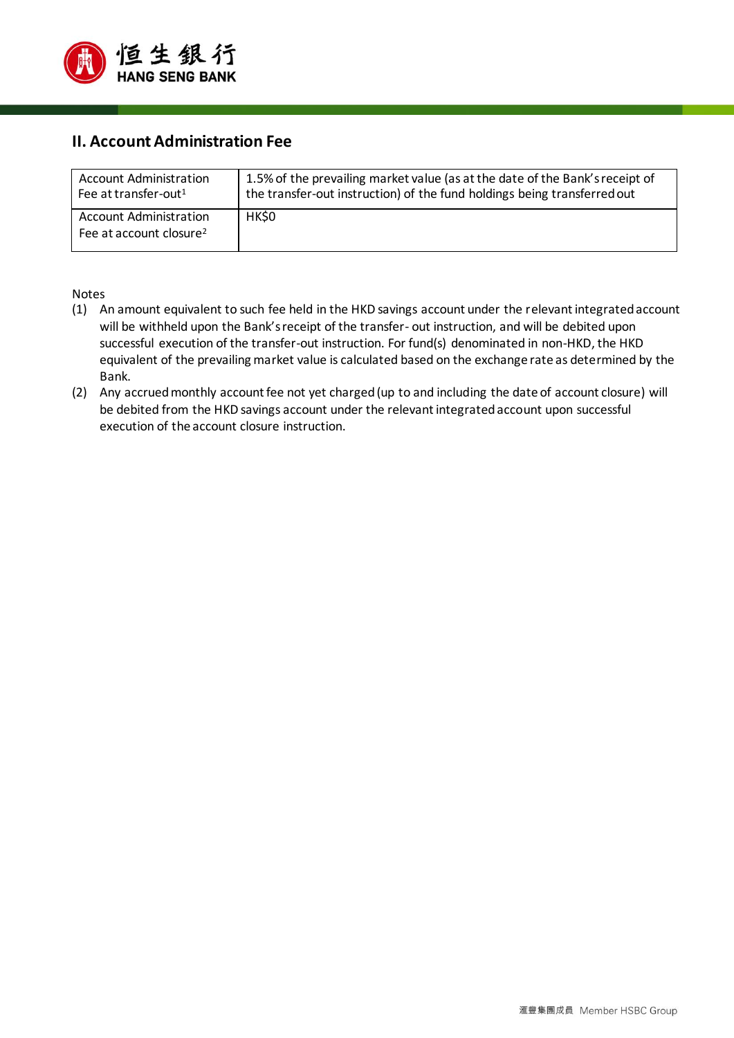## II. Account Administration Fee

| Account Administration Fee at transfer-out[1] | 1.5% of the prevailing market value (as at the date of the Bank's receipt of the transfer-out instruction) of the fund holdings being transferred out |
|---|---|
| Account Administration Fee at account closure[2] | HK$0 |

Notes

(1) An amount equivalent to such fee held in the HKD savings account under the relevant integrated account will be withheld upon the Bank's receipt of the transfer- out instruction, and will be debited upon successful execution of the transfer-out instruction. For fund(s) denominated in non-HKD, the HKD equivalent of the prevailing market value is calculated based on the exchange rate as determined by the Bank.

(2) Any accrued monthly account fee not yet charged (up to and including the date of account closure) will be debited from the HKD savings account under the relevant integrated account upon successful execution of the account closure instruction.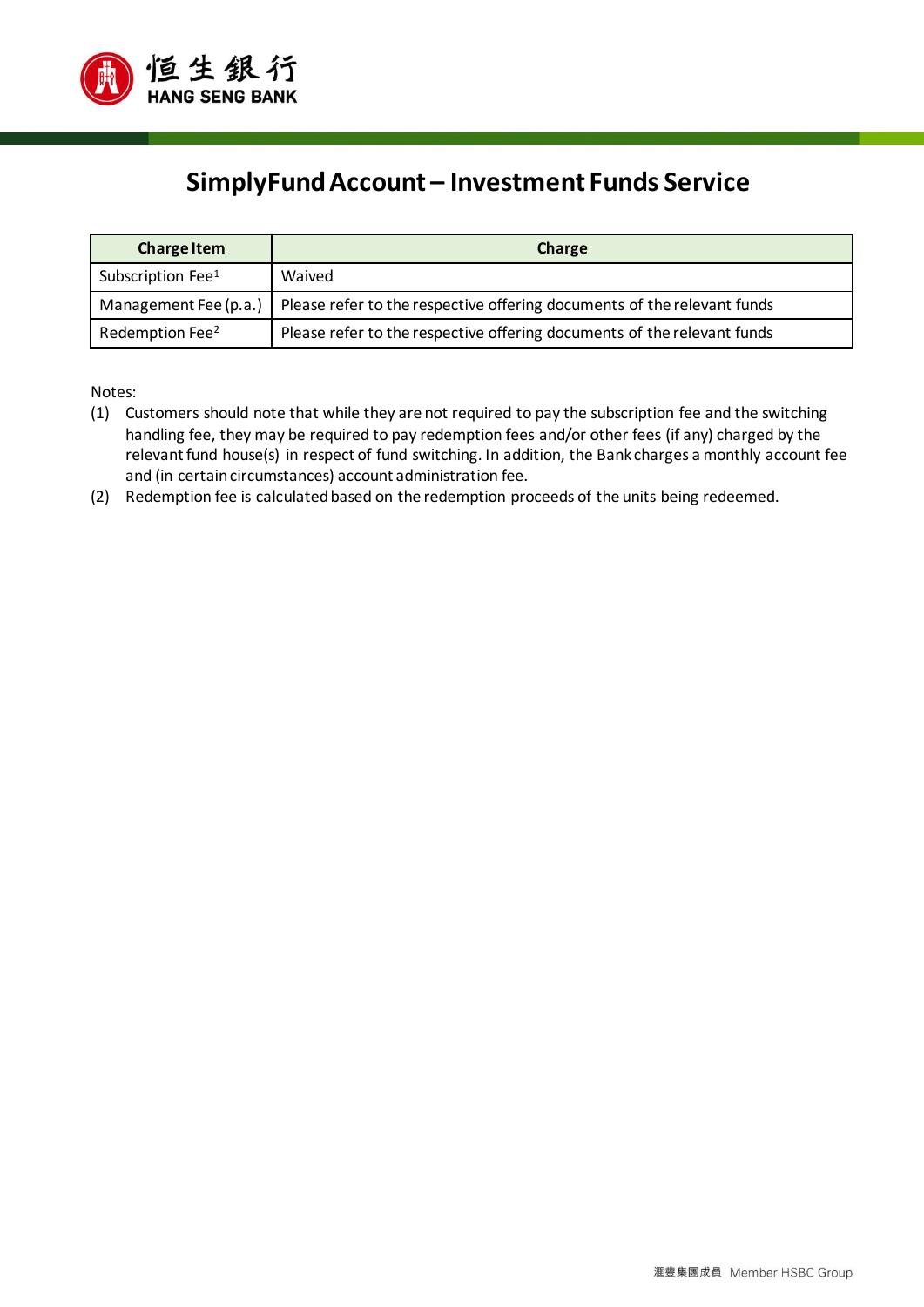# SimplyFund Account – Investment Funds Service

| Charge Item | Charge |
|---|---|
| Subscription Fee[1] | Waived |
| Management Fee (p.a.) | Please refer to the respective offering documents of the relevant funds |
| Redemption Fee[2] | Please refer to the respective offering documents of the relevant funds |

Notes:

(1) Customers should note that while they are not required to pay the subscription fee and the switching handling fee, they may be required to pay redemption fees and/or other fees (if any) charged by the relevant fund house(s) in respect of fund switching. In addition, the Bank charges a monthly account fee and (in certain circumstances) account administration fee.

(2) Redemption fee is calculated based on the redemption proceeds of the units being redeemed.